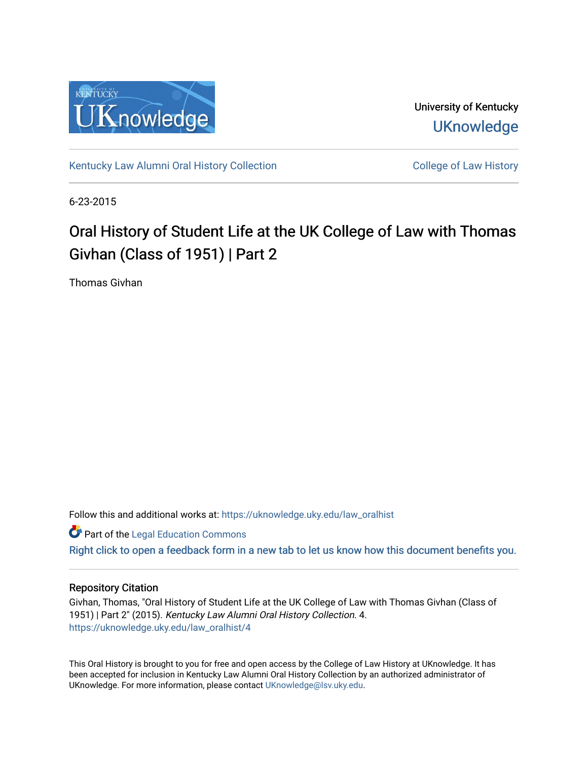University of Kentucky

UKnowledge

Kentucky Law Alumni Oral History Collection

College of Law History

6-23-2015

# Oral History of Student Life at the UK College of Law with Thomas Givhan (Class of 1951) | Part 2

Thomas Givhan

Follow this and additional works at: https://uknowledge.uky.edu/law_oralhist

Part of the Legal Education Commons

Right click to open a feedback form in a new tab to let us know how this document benefits you.

## Repository Citation

Givhan, Thomas, "Oral History of Student Life at the UK College of Law with Thomas Givhan (Class of 1951) | Part 2" (2015). *Kentucky Law Alumni Oral History Collection*. 4.
https://uknowledge.uky.edu/law_oralhist/4

This Oral History is brought to you for free and open access by the College of Law History at UKnowledge. It has been accepted for inclusion in Kentucky Law Alumni Oral History Collection by an authorized administrator of UKnowledge. For more information, please contact UKnowledge@lsv.uky.edu.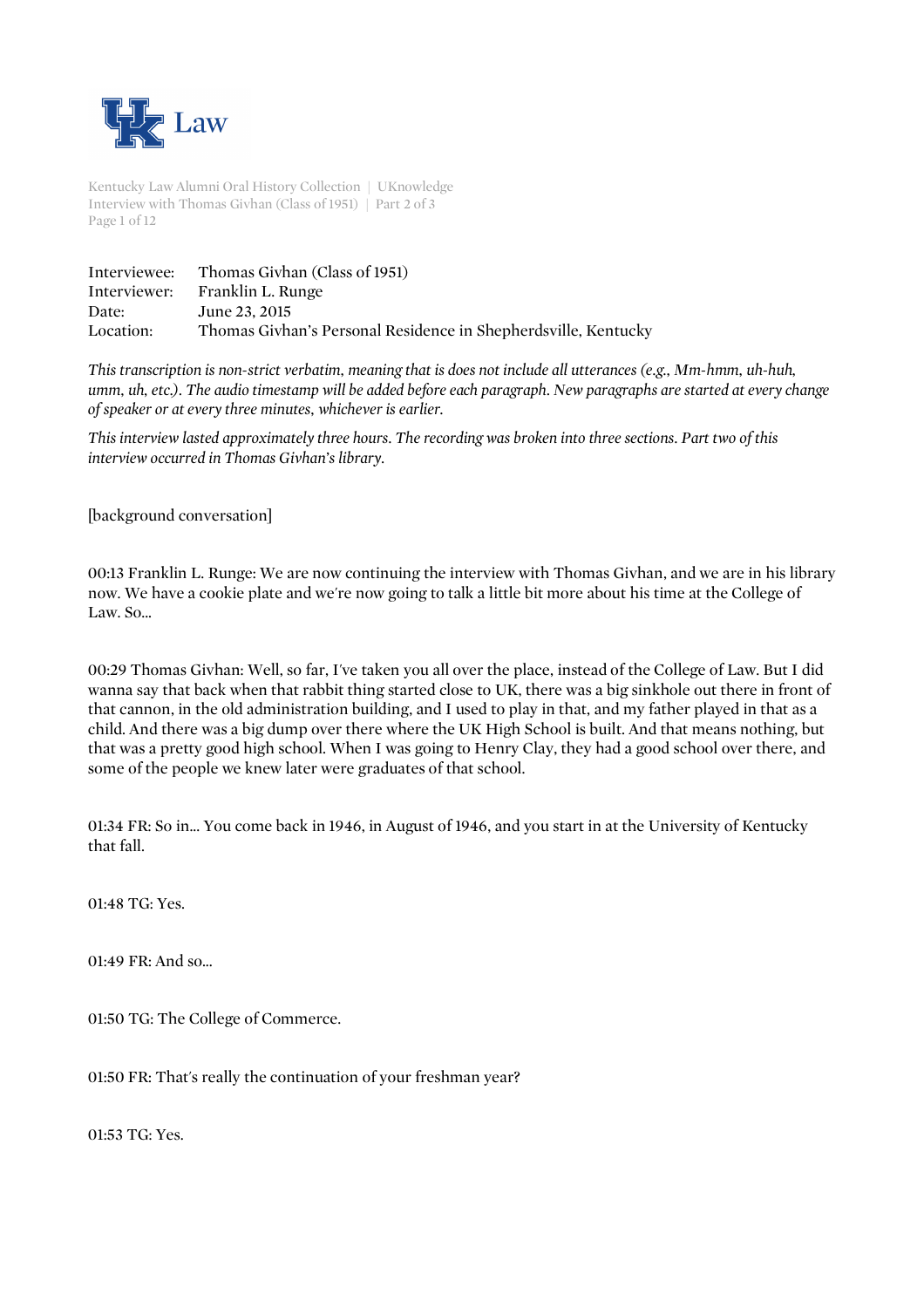| | |
|---|---|
| Interviewee: | Thomas Givhan (Class of 1951) |
| Interviewer: | Franklin L. Runge |
| Date: | June 23, 2015 |
| Location: | Thomas Givhan's Personal Residence in Shepherdsville, Kentucky |

*This transcription is non-strict verbatim, meaning that is does not include all utterances (e.g., Mm-hmm, uh-huh, umm, uh, etc.). The audio timestamp will be added before each paragraph. New paragraphs are started at every change of speaker or at every three minutes, whichever is earlier.*

*This interview lasted approximately three hours. The recording was broken into three sections. Part two of this interview occurred in Thomas Givhan's library.*

[background conversation]

00:13 Franklin L. Runge: We are now continuing the interview with Thomas Givhan, and we are in his library now. We have a cookie plate and we're now going to talk a little bit more about his time at the College of Law. So...

00:29 Thomas Givhan: Well, so far, I've taken you all over the place, instead of the College of Law. But I did wanna say that back when that rabbit thing started close to UK, there was a big sinkhole out there in front of that cannon, in the old administration building, and I used to play in that, and my father played in that as a child. And there was a big dump over there where the UK High School is built. And that means nothing, but that was a pretty good high school. When I was going to Henry Clay, they had a good school over there, and some of the people we knew later were graduates of that school.

01:34 FR: So in... You come back in 1946, in August of 1946, and you start in at the University of Kentucky that fall.

01:48 TG: Yes.

01:49 FR: And so...

01:50 TG: The College of Commerce.

01:50 FR: That's really the continuation of your freshman year?

01:53 TG: Yes.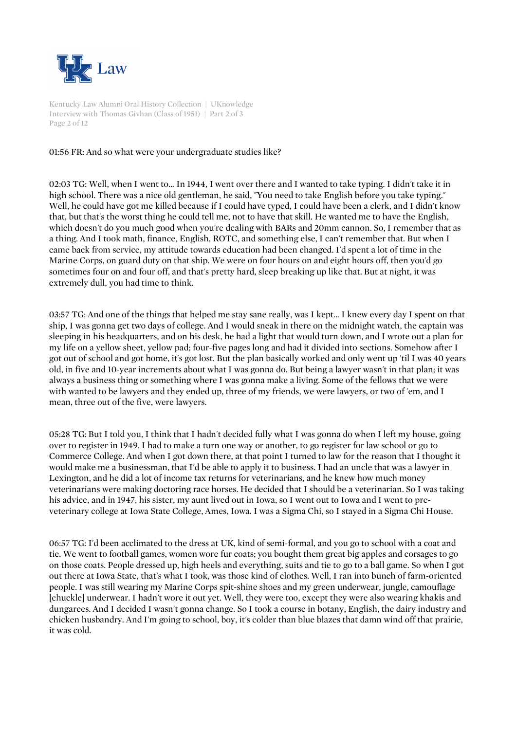01:56 FR: And so what were your undergraduate studies like?

02:03 TG: Well, when I went to... In 1944, I went over there and I wanted to take typing. I didn't take it in high school. There was a nice old gentleman, he said, "You need to take English before you take typing." Well, he could have got me killed because if I could have typed, I could have been a clerk, and I didn't know that, but that's the worst thing he could tell me, not to have that skill. He wanted me to have the English, which doesn't do you much good when you're dealing with BARs and 20mm cannon. So, I remember that as a thing. And I took math, finance, English, ROTC, and something else, I can't remember that. But when I came back from service, my attitude towards education had been changed. I'd spent a lot of time in the Marine Corps, on guard duty on that ship. We were on four hours on and eight hours off, then you'd go sometimes four on and four off, and that's pretty hard, sleep breaking up like that. But at night, it was extremely dull, you had time to think.

03:57 TG: And one of the things that helped me stay sane really, was I kept... I knew every day I spent on that ship, I was gonna get two days of college. And I would sneak in there on the midnight watch, the captain was sleeping in his headquarters, and on his desk, he had a light that would turn down, and I wrote out a plan for my life on a yellow sheet, yellow pad; four-five pages long and had it divided into sections. Somehow after I got out of school and got home, it's got lost. But the plan basically worked and only went up 'til I was 40 years old, in five and 10-year increments about what I was gonna do. But being a lawyer wasn't in that plan; it was always a business thing or something where I was gonna make a living. Some of the fellows that we were with wanted to be lawyers and they ended up, three of my friends, we were lawyers, or two of 'em, and I mean, three out of the five, were lawyers.

05:28 TG: But I told you, I think that I hadn't decided fully what I was gonna do when I left my house, going over to register in 1949. I had to make a turn one way or another, to go register for law school or go to Commerce College. And when I got down there, at that point I turned to law for the reason that I thought it would make me a businessman, that I'd be able to apply it to business. I had an uncle that was a lawyer in Lexington, and he did a lot of income tax returns for veterinarians, and he knew how much money veterinarians were making doctoring race horses. He decided that I should be a veterinarian. So I was taking his advice, and in 1947, his sister, my aunt lived out in Iowa, so I went out to Iowa and I went to pre-veterinary college at Iowa State College, Ames, Iowa. I was a Sigma Chi, so I stayed in a Sigma Chi House.

06:57 TG: I'd been acclimated to the dress at UK, kind of semi-formal, and you go to school with a coat and tie. We went to football games, women wore fur coats; you bought them great big apples and corsages to go on those coats. People dressed up, high heels and everything, suits and tie to go to a ball game. So when I got out there at Iowa State, that's what I took, was those kind of clothes. Well, I ran into bunch of farm-oriented people. I was still wearing my Marine Corps spit-shine shoes and my green underwear, jungle, camouflage [chuckle] underwear. I hadn't wore it out yet. Well, they were too, except they were also wearing khakis and dungarees. And I decided I wasn't gonna change. So I took a course in botany, English, the dairy industry and chicken husbandry. And I'm going to school, boy, it's colder than blue blazes that damn wind off that prairie, it was cold.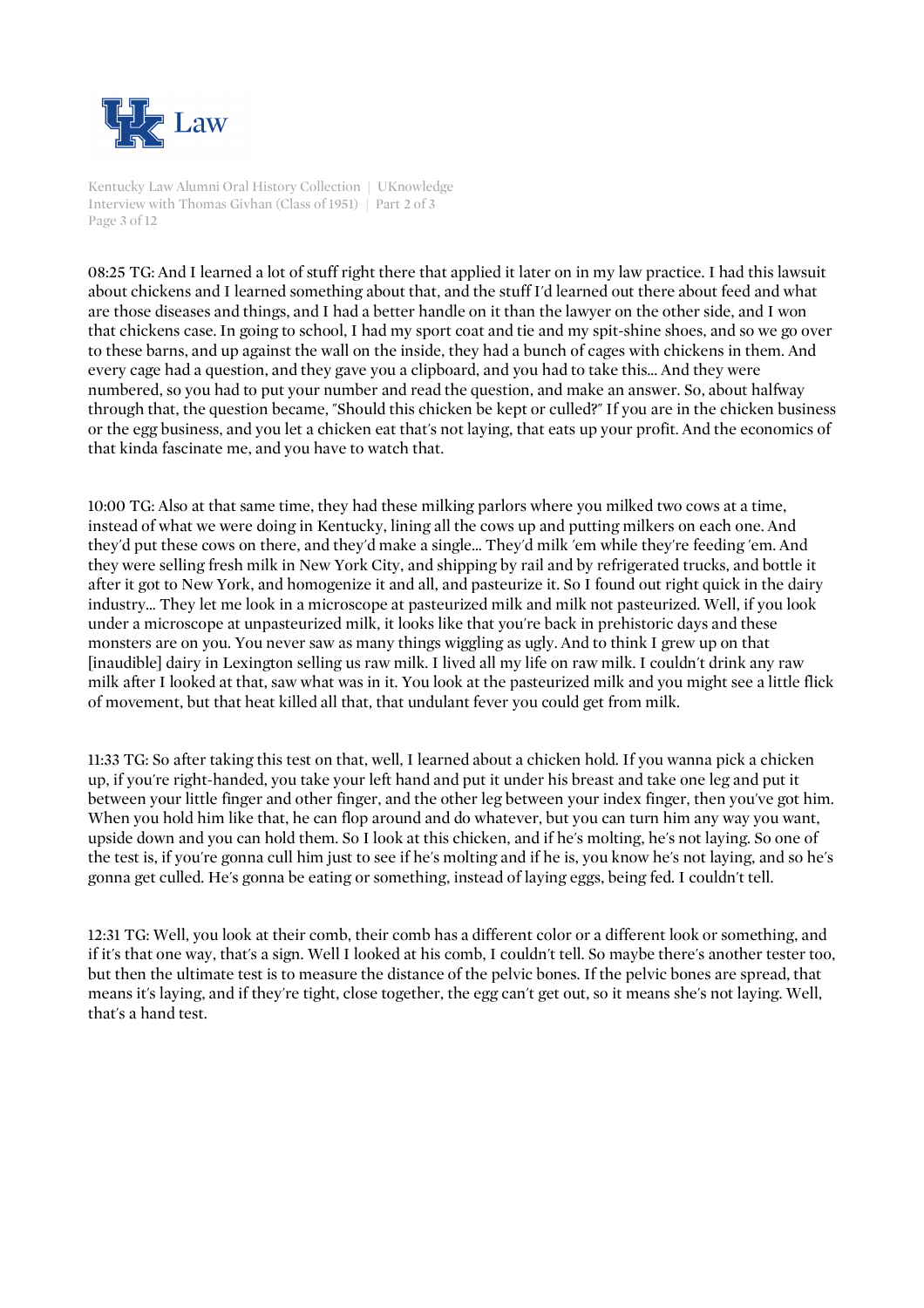08:25 TG: And I learned a lot of stuff right there that applied it later on in my law practice. I had this lawsuit about chickens and I learned something about that, and the stuff I'd learned out there about feed and what are those diseases and things, and I had a better handle on it than the lawyer on the other side, and I won that chickens case. In going to school, I had my sport coat and tie and my spit-shine shoes, and so we go over to these barns, and up against the wall on the inside, they had a bunch of cages with chickens in them. And every cage had a question, and they gave you a clipboard, and you had to take this... And they were numbered, so you had to put your number and read the question, and make an answer. So, about halfway through that, the question became, "Should this chicken be kept or culled?" If you are in the chicken business or the egg business, and you let a chicken eat that's not laying, that eats up your profit. And the economics of that kinda fascinate me, and you have to watch that.

10:00 TG: Also at that same time, they had these milking parlors where you milked two cows at a time, instead of what we were doing in Kentucky, lining all the cows up and putting milkers on each one. And they'd put these cows on there, and they'd make a single... They'd milk 'em while they're feeding 'em. And they were selling fresh milk in New York City, and shipping by rail and by refrigerated trucks, and bottle it after it got to New York, and homogenize it and all, and pasteurize it. So I found out right quick in the dairy industry... They let me look in a microscope at pasteurized milk and milk not pasteurized. Well, if you look under a microscope at unpasteurized milk, it looks like that you're back in prehistoric days and these monsters are on you. You never saw as many things wiggling as ugly. And to think I grew up on that [inaudible] dairy in Lexington selling us raw milk. I lived all my life on raw milk. I couldn't drink any raw milk after I looked at that, saw what was in it. You look at the pasteurized milk and you might see a little flick of movement, but that heat killed all that, that undulant fever you could get from milk.

11:33 TG: So after taking this test on that, well, I learned about a chicken hold. If you wanna pick a chicken up, if you're right-handed, you take your left hand and put it under his breast and take one leg and put it between your little finger and other finger, and the other leg between your index finger, then you've got him. When you hold him like that, he can flop around and do whatever, but you can turn him any way you want, upside down and you can hold them. So I look at this chicken, and if he's molting, he's not laying. So one of the test is, if you're gonna cull him just to see if he's molting and if he is, you know he's not laying, and so he's gonna get culled. He's gonna be eating or something, instead of laying eggs, being fed. I couldn't tell.

12:31 TG: Well, you look at their comb, their comb has a different color or a different look or something, and if it's that one way, that's a sign. Well I looked at his comb, I couldn't tell. So maybe there's another tester too, but then the ultimate test is to measure the distance of the pelvic bones. If the pelvic bones are spread, that means it's laying, and if they're tight, close together, the egg can't get out, so it means she's not laying. Well, that's a hand test.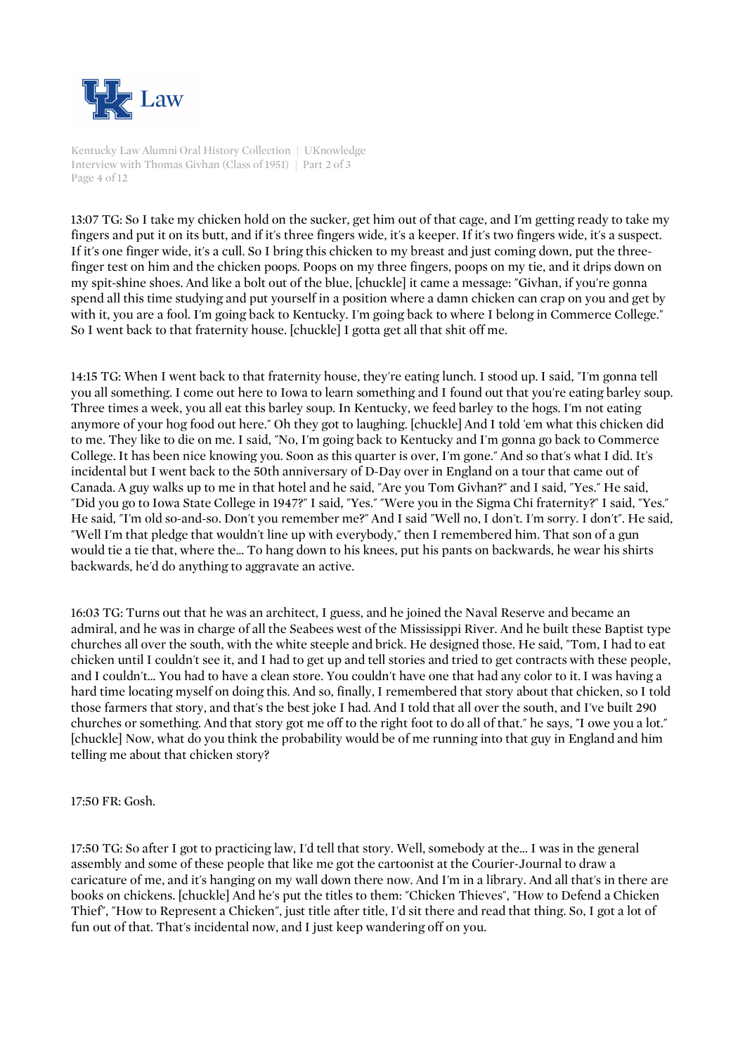13:07 TG: So I take my chicken hold on the sucker, get him out of that cage, and I'm getting ready to take my fingers and put it on its butt, and if it's three fingers wide, it's a keeper. If it's two fingers wide, it's a suspect. If it's one finger wide, it's a cull. So I bring this chicken to my breast and just coming down, put the three-finger test on him and the chicken poops. Poops on my three fingers, poops on my tie, and it drips down on my spit-shine shoes. And like a bolt out of the blue, [chuckle] it came a message: "Givhan, if you're gonna spend all this time studying and put yourself in a position where a damn chicken can crap on you and get by with it, you are a fool. I'm going back to Kentucky. I'm going back to where I belong in Commerce College." So I went back to that fraternity house. [chuckle] I gotta get all that shit off me.

14:15 TG: When I went back to that fraternity house, they're eating lunch. I stood up. I said, "I'm gonna tell you all something. I come out here to Iowa to learn something and I found out that you're eating barley soup. Three times a week, you all eat this barley soup. In Kentucky, we feed barley to the hogs. I'm not eating anymore of your hog food out here." Oh they got to laughing. [chuckle] And I told 'em what this chicken did to me. They like to die on me. I said, "No, I'm going back to Kentucky and I'm gonna go back to Commerce College. It has been nice knowing you. Soon as this quarter is over, I'm gone." And so that's what I did. It's incidental but I went back to the 50th anniversary of D-Day over in England on a tour that came out of Canada. A guy walks up to me in that hotel and he said, "Are you Tom Givhan?" and I said, "Yes." He said, "Did you go to Iowa State College in 1947?" I said, "Yes." "Were you in the Sigma Chi fraternity?" I said, "Yes." He said, "I'm old so-and-so. Don't you remember me?" And I said "Well no, I don't. I'm sorry. I don't". He said, "Well I'm that pledge that wouldn't line up with everybody," then I remembered him. That son of a gun would tie a tie that, where the... To hang down to his knees, put his pants on backwards, he wear his shirts backwards, he'd do anything to aggravate an active.

16:03 TG: Turns out that he was an architect, I guess, and he joined the Naval Reserve and became an admiral, and he was in charge of all the Seabees west of the Mississippi River. And he built these Baptist type churches all over the south, with the white steeple and brick. He designed those. He said, "Tom, I had to eat chicken until I couldn't see it, and I had to get up and tell stories and tried to get contracts with these people, and I couldn't... You had to have a clean store. You couldn't have one that had any color to it. I was having a hard time locating myself on doing this. And so, finally, I remembered that story about that chicken, so I told those farmers that story, and that's the best joke I had. And I told that all over the south, and I've built 290 churches or something. And that story got me off to the right foot to do all of that." he says, "I owe you a lot." [chuckle] Now, what do you think the probability would be of me running into that guy in England and him telling me about that chicken story?

17:50 FR: Gosh.

17:50 TG: So after I got to practicing law, I'd tell that story. Well, somebody at the... I was in the general assembly and some of these people that like me got the cartoonist at the Courier-Journal to draw a caricature of me, and it's hanging on my wall down there now. And I'm in a library. And all that's in there are books on chickens. [chuckle] And he's put the titles to them: "Chicken Thieves", "How to Defend a Chicken Thief", "How to Represent a Chicken", just title after title, I'd sit there and read that thing. So, I got a lot of fun out of that. That's incidental now, and I just keep wandering off on you.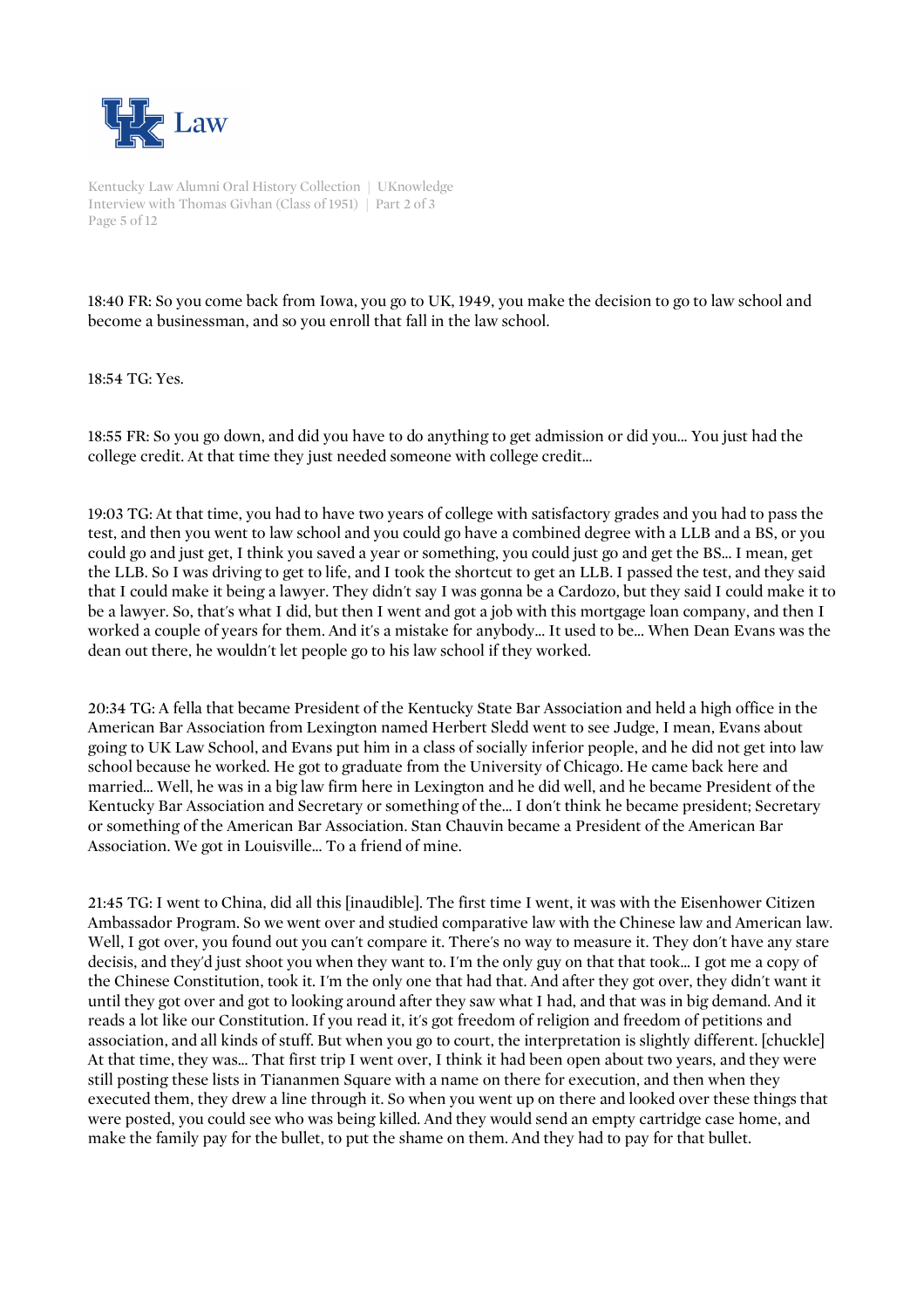18:40 FR: So you come back from Iowa, you go to UK, 1949, you make the decision to go to law school and become a businessman, and so you enroll that fall in the law school.

18:54 TG: Yes.

18:55 FR: So you go down, and did you have to do anything to get admission or did you... You just had the college credit. At that time they just needed someone with college credit...

19:03 TG: At that time, you had to have two years of college with satisfactory grades and you had to pass the test, and then you went to law school and you could go have a combined degree with a LLB and a BS, or you could go and just get, I think you saved a year or something, you could just go and get the BS... I mean, get the LLB. So I was driving to get to life, and I took the shortcut to get an LLB. I passed the test, and they said that I could make it being a lawyer. They didn't say I was gonna be a Cardozo, but they said I could make it to be a lawyer. So, that's what I did, but then I went and got a job with this mortgage loan company, and then I worked a couple of years for them. And it's a mistake for anybody... It used to be... When Dean Evans was the dean out there, he wouldn't let people go to his law school if they worked.

20:34 TG: A fella that became President of the Kentucky State Bar Association and held a high office in the American Bar Association from Lexington named Herbert Sledd went to see Judge, I mean, Evans about going to UK Law School, and Evans put him in a class of socially inferior people, and he did not get into law school because he worked. He got to graduate from the University of Chicago. He came back here and married... Well, he was in a big law firm here in Lexington and he did well, and he became President of the Kentucky Bar Association and Secretary or something of the... I don't think he became president; Secretary or something of the American Bar Association. Stan Chauvin became a President of the American Bar Association. We got in Louisville... To a friend of mine.

21:45 TG: I went to China, did all this [inaudible]. The first time I went, it was with the Eisenhower Citizen Ambassador Program. So we went over and studied comparative law with the Chinese law and American law. Well, I got over, you found out you can't compare it. There's no way to measure it. They don't have any stare decisis, and they'd just shoot you when they want to. I'm the only guy on that that took... I got me a copy of the Chinese Constitution, took it. I'm the only one that had that. And after they got over, they didn't want it until they got over and got to looking around after they saw what I had, and that was in big demand. And it reads a lot like our Constitution. If you read it, it's got freedom of religion and freedom of petitions and association, and all kinds of stuff. But when you go to court, the interpretation is slightly different. [chuckle] At that time, they was... That first trip I went over, I think it had been open about two years, and they were still posting these lists in Tiananmen Square with a name on there for execution, and then when they executed them, they drew a line through it. So when you went up on there and looked over these things that were posted, you could see who was being killed. And they would send an empty cartridge case home, and make the family pay for the bullet, to put the shame on them. And they had to pay for that bullet.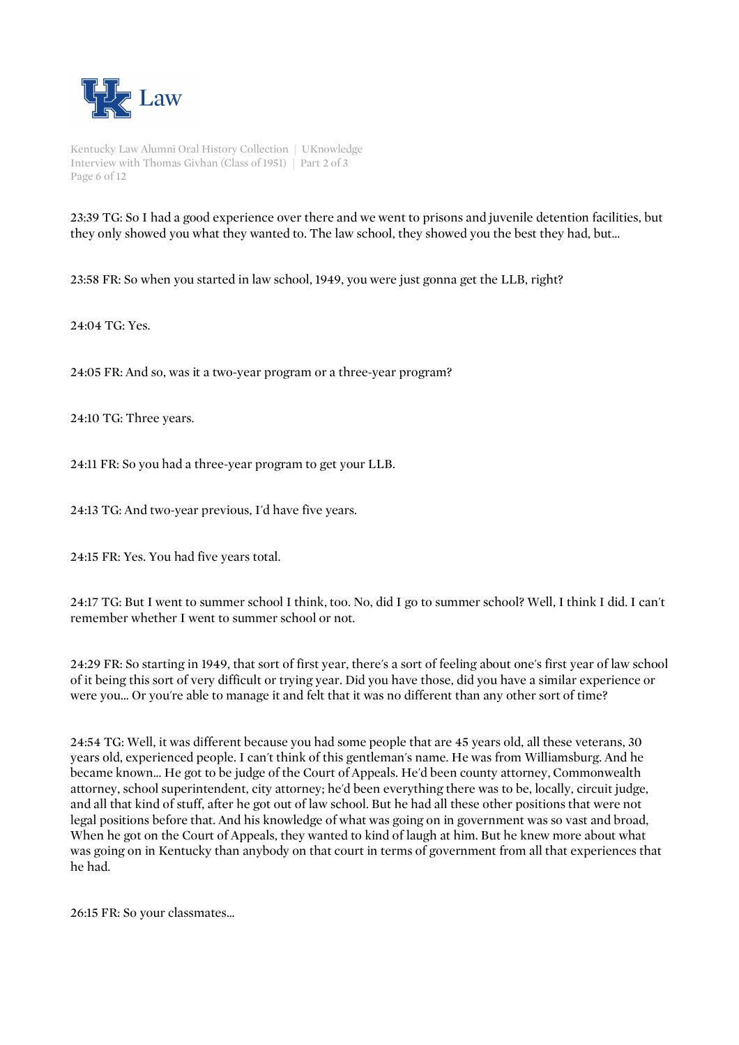23:39 TG: So I had a good experience over there and we went to prisons and juvenile detention facilities, but they only showed you what they wanted to. The law school, they showed you the best they had, but...

23:58 FR: So when you started in law school, 1949, you were just gonna get the LLB, right?

24:04 TG: Yes.

24:05 FR: And so, was it a two-year program or a three-year program?

24:10 TG: Three years.

24:11 FR: So you had a three-year program to get your LLB.

24:13 TG: And two-year previous, I'd have five years.

24:15 FR: Yes. You had five years total.

24:17 TG: But I went to summer school I think, too. No, did I go to summer school? Well, I think I did. I can't remember whether I went to summer school or not.

24:29 FR: So starting in 1949, that sort of first year, there's a sort of feeling about one's first year of law school of it being this sort of very difficult or trying year. Did you have those, did you have a similar experience or were you... Or you're able to manage it and felt that it was no different than any other sort of time?

24:54 TG: Well, it was different because you had some people that are 45 years old, all these veterans, 30 years old, experienced people. I can't think of this gentleman's name. He was from Williamsburg. And he became known... He got to be judge of the Court of Appeals. He'd been county attorney, Commonwealth attorney, school superintendent, city attorney; he'd been everything there was to be, locally, circuit judge, and all that kind of stuff, after he got out of law school. But he had all these other positions that were not legal positions before that. And his knowledge of what was going on in government was so vast and broad, When he got on the Court of Appeals, they wanted to kind of laugh at him. But he knew more about what was going on in Kentucky than anybody on that court in terms of government from all that experiences that he had.

26:15 FR: So your classmates...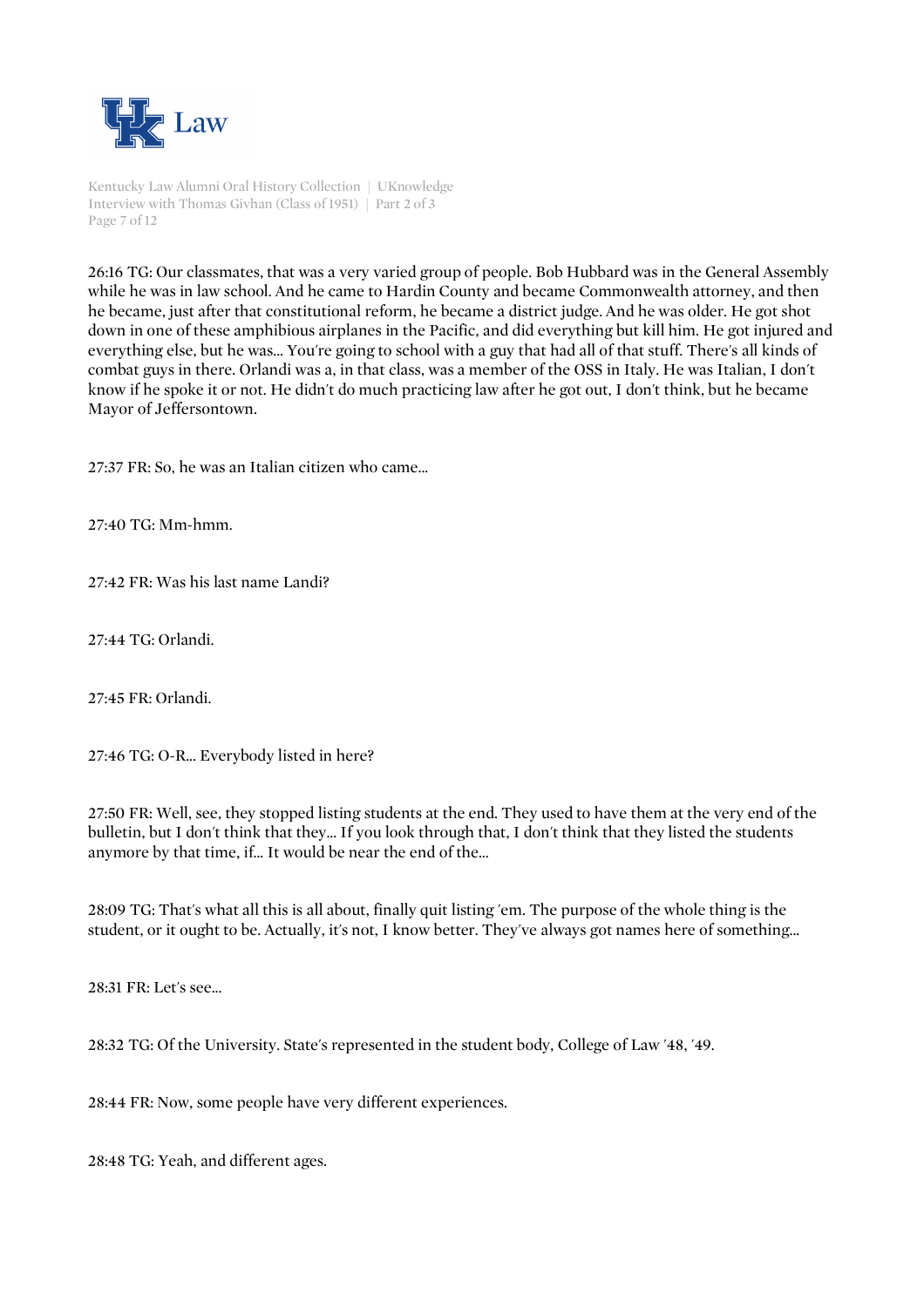26:16 TG: Our classmates, that was a very varied group of people. Bob Hubbard was in the General Assembly while he was in law school. And he came to Hardin County and became Commonwealth attorney, and then he became, just after that constitutional reform, he became a district judge. And he was older. He got shot down in one of these amphibious airplanes in the Pacific, and did everything but kill him. He got injured and everything else, but he was... You're going to school with a guy that had all of that stuff. There's all kinds of combat guys in there. Orlandi was a, in that class, was a member of the OSS in Italy. He was Italian, I don't know if he spoke it or not. He didn't do much practicing law after he got out, I don't think, but he became Mayor of Jeffersontown.

27:37 FR: So, he was an Italian citizen who came...

27:40 TG: Mm-hmm.

27:42 FR: Was his last name Landi?

27:44 TG: Orlandi.

27:45 FR: Orlandi.

27:46 TG: O-R... Everybody listed in here?

27:50 FR: Well, see, they stopped listing students at the end. They used to have them at the very end of the bulletin, but I don't think that they... If you look through that, I don't think that they listed the students anymore by that time, if... It would be near the end of the...

28:09 TG: That's what all this is all about, finally quit listing 'em. The purpose of the whole thing is the student, or it ought to be. Actually, it's not, I know better. They've always got names here of something...

28:31 FR: Let's see...

28:32 TG: Of the University. State's represented in the student body, College of Law '48, '49.

28:44 FR: Now, some people have very different experiences.

28:48 TG: Yeah, and different ages.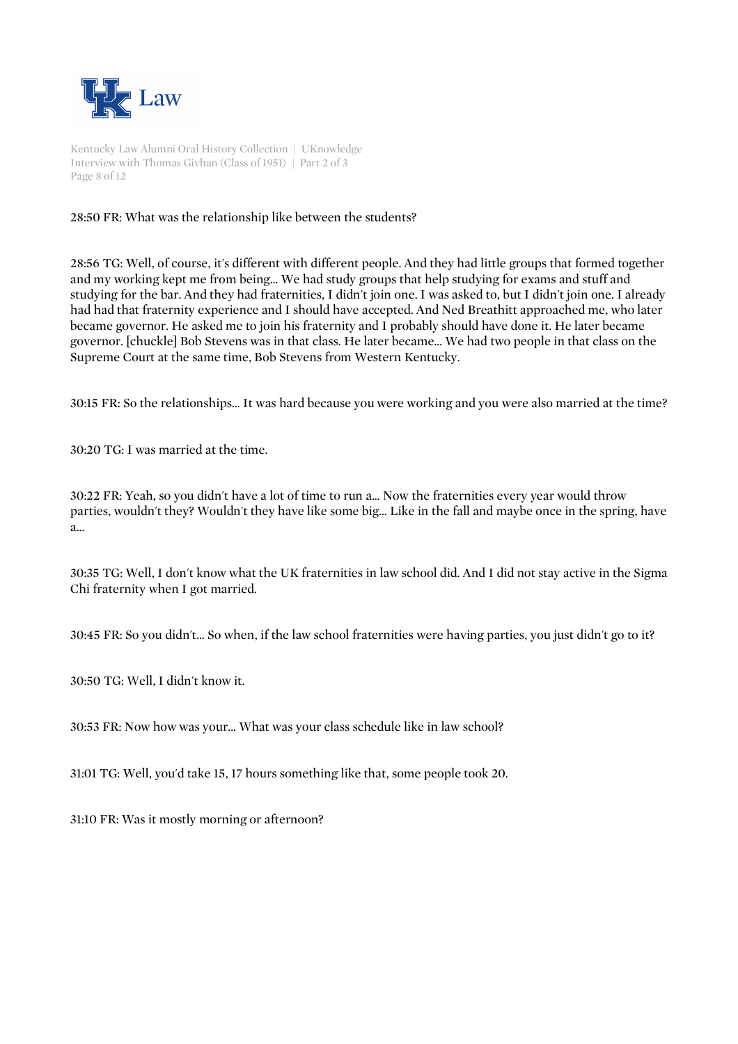28:50 FR: What was the relationship like between the students?

28:56 TG: Well, of course, it's different with different people. And they had little groups that formed together and my working kept me from being... We had study groups that help studying for exams and stuff and studying for the bar. And they had fraternities, I didn't join one. I was asked to, but I didn't join one. I already had had that fraternity experience and I should have accepted. And Ned Breathitt approached me, who later became governor. He asked me to join his fraternity and I probably should have done it. He later became governor. [chuckle] Bob Stevens was in that class. He later became... We had two people in that class on the Supreme Court at the same time, Bob Stevens from Western Kentucky.

30:15 FR: So the relationships... It was hard because you were working and you were also married at the time?

30:20 TG: I was married at the time.

30:22 FR: Yeah, so you didn't have a lot of time to run a... Now the fraternities every year would throw parties, wouldn't they? Wouldn't they have like some big... Like in the fall and maybe once in the spring, have a...

30:35 TG: Well, I don't know what the UK fraternities in law school did. And I did not stay active in the Sigma Chi fraternity when I got married.

30:45 FR: So you didn't... So when, if the law school fraternities were having parties, you just didn't go to it?

30:50 TG: Well, I didn't know it.

30:53 FR: Now how was your... What was your class schedule like in law school?

31:01 TG: Well, you'd take 15, 17 hours something like that, some people took 20.

31:10 FR: Was it mostly morning or afternoon?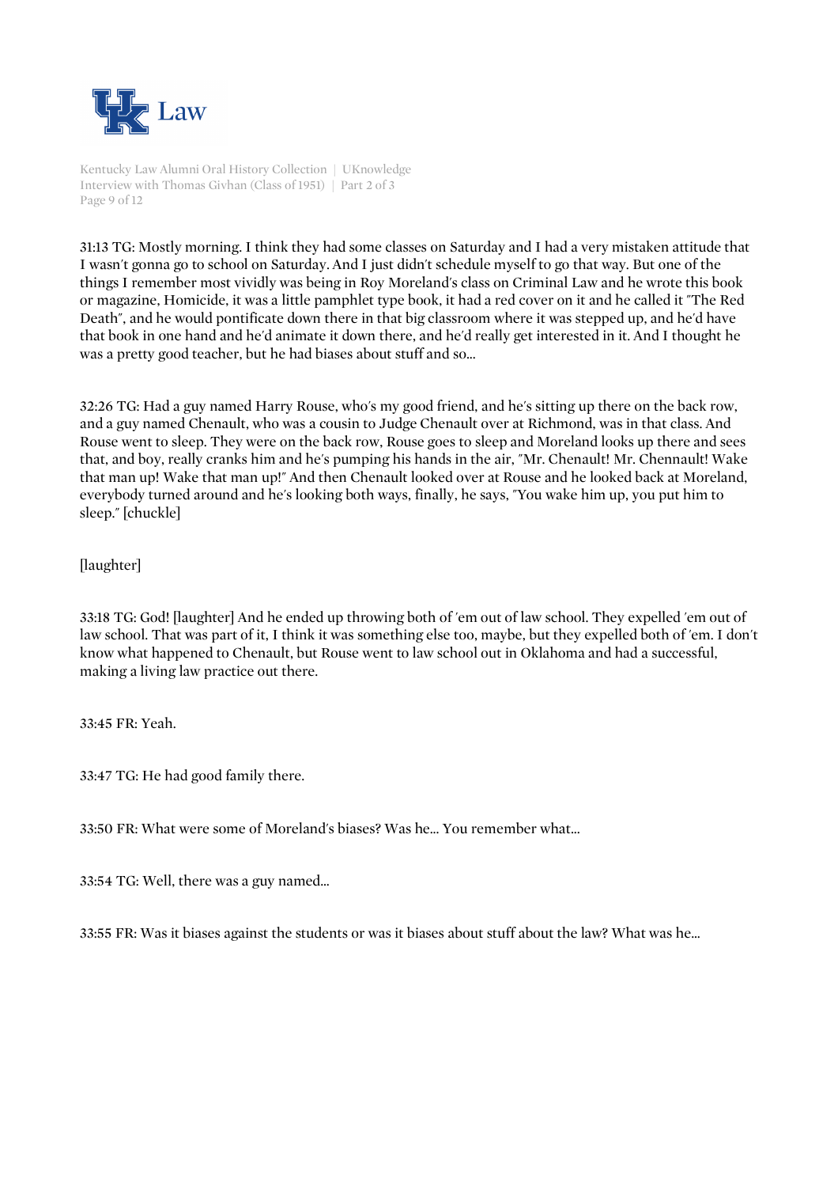31:13 TG: Mostly morning. I think they had some classes on Saturday and I had a very mistaken attitude that I wasn't gonna go to school on Saturday. And I just didn't schedule myself to go that way. But one of the things I remember most vividly was being in Roy Moreland's class on Criminal Law and he wrote this book or magazine, Homicide, it was a little pamphlet type book, it had a red cover on it and he called it "The Red Death", and he would pontificate down there in that big classroom where it was stepped up, and he'd have that book in one hand and he'd animate it down there, and he'd really get interested in it. And I thought he was a pretty good teacher, but he had biases about stuff and so...

32:26 TG: Had a guy named Harry Rouse, who's my good friend, and he's sitting up there on the back row, and a guy named Chenault, who was a cousin to Judge Chenault over at Richmond, was in that class. And Rouse went to sleep. They were on the back row, Rouse goes to sleep and Moreland looks up there and sees that, and boy, really cranks him and he's pumping his hands in the air, "Mr. Chenault! Mr. Chennault! Wake that man up! Wake that man up!" And then Chenault looked over at Rouse and he looked back at Moreland, everybody turned around and he's looking both ways, finally, he says, "You wake him up, you put him to sleep." [chuckle]

[laughter]

33:18 TG: God! [laughter] And he ended up throwing both of 'em out of law school. They expelled 'em out of law school. That was part of it, I think it was something else too, maybe, but they expelled both of 'em. I don't know what happened to Chenault, but Rouse went to law school out in Oklahoma and had a successful, making a living law practice out there.

33:45 FR: Yeah.

33:47 TG: He had good family there.

33:50 FR: What were some of Moreland's biases? Was he... You remember what...

33:54 TG: Well, there was a guy named...

33:55 FR: Was it biases against the students or was it biases about stuff about the law? What was he...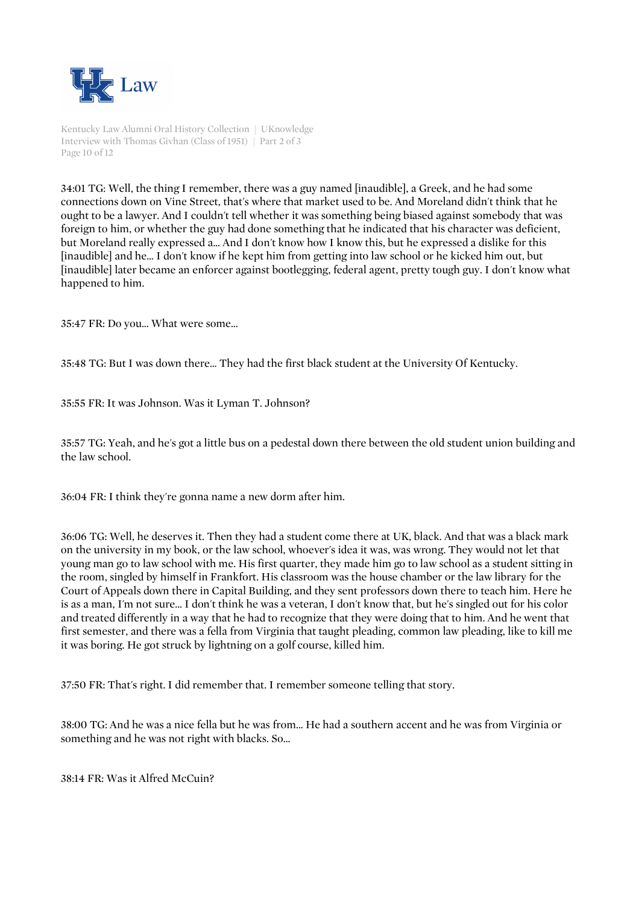34:01 TG: Well, the thing I remember, there was a guy named [inaudible], a Greek, and he had some connections down on Vine Street, that's where that market used to be. And Moreland didn't think that he ought to be a lawyer. And I couldn't tell whether it was something being biased against somebody that was foreign to him, or whether the guy had done something that he indicated that his character was deficient, but Moreland really expressed a... And I don't know how I know this, but he expressed a dislike for this [inaudible] and he... I don't know if he kept him from getting into law school or he kicked him out, but [inaudible] later became an enforcer against bootlegging, federal agent, pretty tough guy. I don't know what happened to him.

35:47 FR: Do you... What were some...

35:48 TG: But I was down there... They had the first black student at the University Of Kentucky.

35:55 FR: It was Johnson. Was it Lyman T. Johnson?

35:57 TG: Yeah, and he's got a little bus on a pedestal down there between the old student union building and the law school.

36:04 FR: I think they're gonna name a new dorm after him.

36:06 TG: Well, he deserves it. Then they had a student come there at UK, black. And that was a black mark on the university in my book, or the law school, whoever's idea it was, was wrong. They would not let that young man go to law school with me. His first quarter, they made him go to law school as a student sitting in the room, singled by himself in Frankfort. His classroom was the house chamber or the law library for the Court of Appeals down there in Capital Building, and they sent professors down there to teach him. Here he is as a man, I'm not sure... I don't think he was a veteran, I don't know that, but he's singled out for his color and treated differently in a way that he had to recognize that they were doing that to him. And he went that first semester, and there was a fella from Virginia that taught pleading, common law pleading, like to kill me it was boring. He got struck by lightning on a golf course, killed him.

37:50 FR: That's right. I did remember that. I remember someone telling that story.

38:00 TG: And he was a nice fella but he was from... He had a southern accent and he was from Virginia or something and he was not right with blacks. So...

38:14 FR: Was it Alfred McCuin?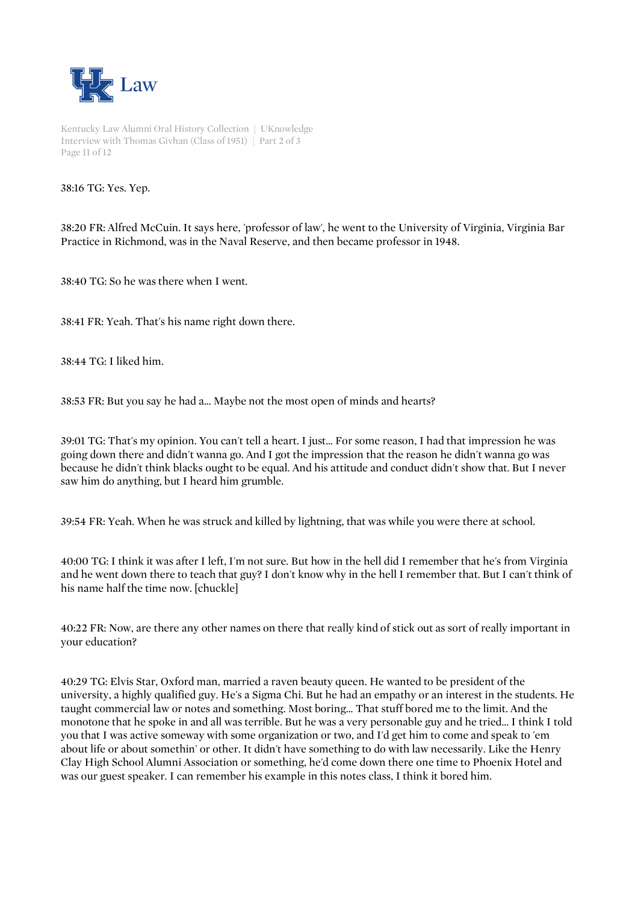38:16 TG: Yes. Yep.

38:20 FR: Alfred McCuin. It says here, 'professor of law', he went to the University of Virginia, Virginia Bar Practice in Richmond, was in the Naval Reserve, and then became professor in 1948.

38:40 TG: So he was there when I went.

38:41 FR: Yeah. That's his name right down there.

38:44 TG: I liked him.

38:53 FR: But you say he had a... Maybe not the most open of minds and hearts?

39:01 TG: That's my opinion. You can't tell a heart. I just... For some reason, I had that impression he was going down there and didn't wanna go. And I got the impression that the reason he didn't wanna go was because he didn't think blacks ought to be equal. And his attitude and conduct didn't show that. But I never saw him do anything, but I heard him grumble.

39:54 FR: Yeah. When he was struck and killed by lightning, that was while you were there at school.

40:00 TG: I think it was after I left, I'm not sure. But how in the hell did I remember that he's from Virginia and he went down there to teach that guy? I don't know why in the hell I remember that. But I can't think of his name half the time now. [chuckle]

40:22 FR: Now, are there any other names on there that really kind of stick out as sort of really important in your education?

40:29 TG: Elvis Star, Oxford man, married a raven beauty queen. He wanted to be president of the university, a highly qualified guy. He's a Sigma Chi. But he had an empathy or an interest in the students. He taught commercial law or notes and something. Most boring... That stuff bored me to the limit. And the monotone that he spoke in and all was terrible. But he was a very personable guy and he tried... I think I told you that I was active someway with some organization or two, and I'd get him to come and speak to 'em about life or about somethin' or other. It didn't have something to do with law necessarily. Like the Henry Clay High School Alumni Association or something, he'd come down there one time to Phoenix Hotel and was our guest speaker. I can remember his example in this notes class, I think it bored him.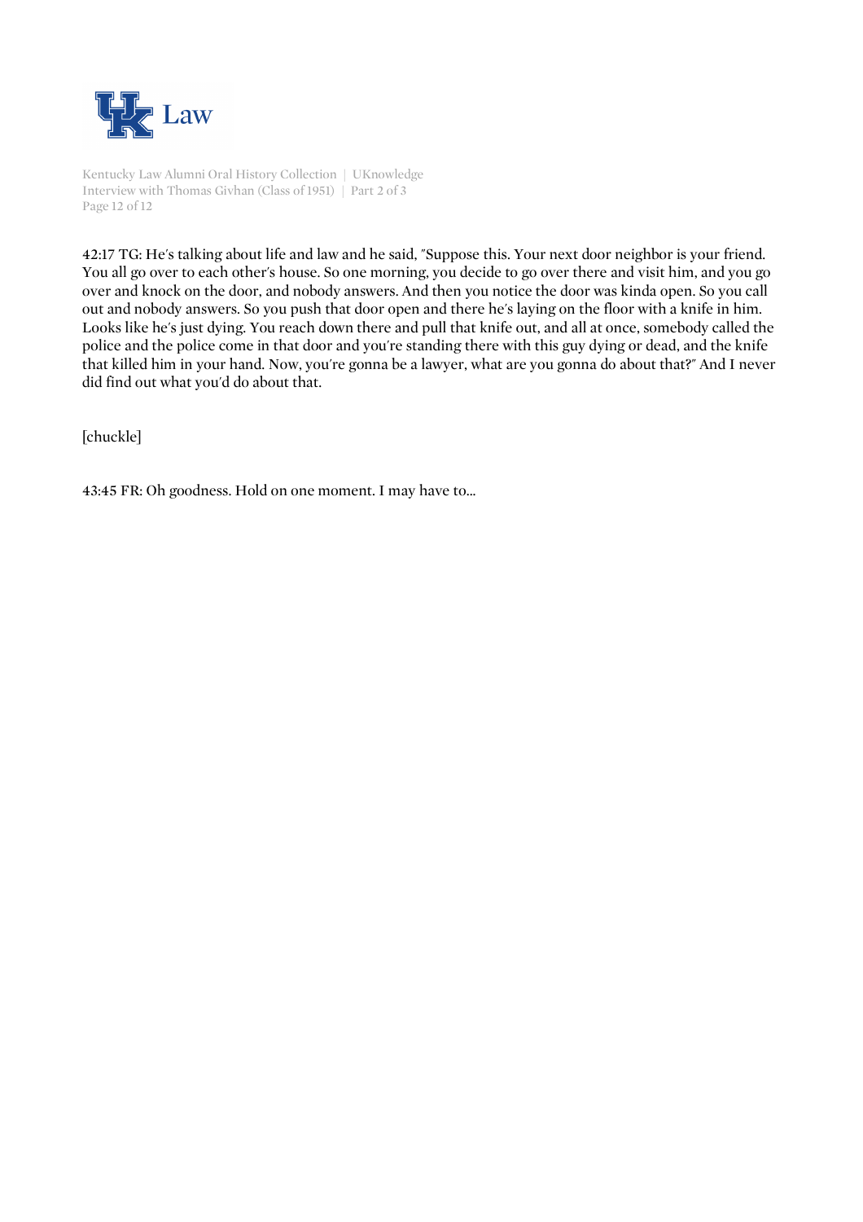42:17 TG: He's talking about life and law and he said, "Suppose this. Your next door neighbor is your friend. You all go over to each other's house. So one morning, you decide to go over there and visit him, and you go over and knock on the door, and nobody answers. And then you notice the door was kinda open. So you call out and nobody answers. So you push that door open and there he's laying on the floor with a knife in him. Looks like he's just dying. You reach down there and pull that knife out, and all at once, somebody called the police and the police come in that door and you're standing there with this guy dying or dead, and the knife that killed him in your hand. Now, you're gonna be a lawyer, what are you gonna do about that?" And I never did find out what you'd do about that.

[chuckle]

43:45 FR: Oh goodness. Hold on one moment. I may have to...